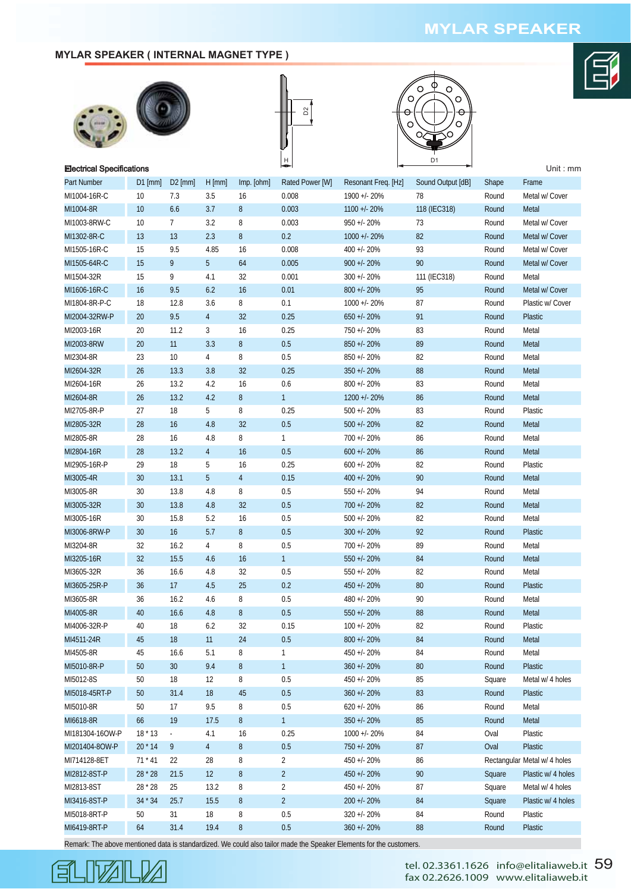# MYLAR SPEAKER

## MYLAR SPEAKER ( INTERNAL MAGNET TYPE )

D2

H

D1

**Electrical Specifications**

Unit : mm

| Part Number | D1 [mm] | D2 [mm] | H [mm] | Imp. [ohm] | Rated Power [W] | Resonant Freq. [Hz] | Sound Output [dB] | Shape | Frame |
|---|---|---|---|---|---|---|---|---|---|
| MI1004-16R-C | 10 | 7.3 | 3.5 | 16 | 0.008 | 1900 +/- 20% | 78 | Round | Metal w/ Cover |
| MI1004-8R | 10 | 6.6 | 3.7 | 8 | 0.003 | 1100 +/- 20% | 118 (IEC318) | Round | Metal |
| MI1003-8RW-C | 10 | 7 | 3.2 | 8 | 0.003 | 950 +/- 20% | 73 | Round | Metal w/ Cover |
| MI1302-8R-C | 13 | 13 | 2.3 | 8 | 0.2 | 1000 +/- 20% | 82 | Round | Metal w/ Cover |
| MI1505-16R-C | 15 | 9.5 | 4.85 | 16 | 0.008 | 400 +/- 20% | 93 | Round | Metal w/ Cover |
| MI1505-64R-C | 15 | 9 | 5 | 64 | 0.005 | 900 +/- 20% | 90 | Round | Metal w/ Cover |
| MI1504-32R | 15 | 9 | 4.1 | 32 | 0.001 | 300 +/- 20% | 111 (IEC318) | Round | Metal |
| MI1606-16R-C | 16 | 9.5 | 6.2 | 16 | 0.01 | 800 +/- 20% | 95 | Round | Metal w/ Cover |
| MI1804-8R-P-C | 18 | 12.8 | 3.6 | 8 | 0.1 | 1000 +/- 20% | 87 | Round | Plastic w/ Cover |
| MI2004-32RW-P | 20 | 9.5 | 4 | 32 | 0.25 | 650 +/- 20% | 91 | Round | Plastic |
| MI2003-16R | 20 | 11.2 | 3 | 16 | 0.25 | 750 +/- 20% | 83 | Round | Metal |
| MI2003-8RW | 20 | 11 | 3.3 | 8 | 0.5 | 850 +/- 20% | 89 | Round | Metal |
| MI2304-8R | 23 | 10 | 4 | 8 | 0.5 | 850 +/- 20% | 82 | Round | Metal |
| MI2604-32R | 26 | 13.3 | 3.8 | 32 | 0.25 | 350 +/- 20% | 88 | Round | Metal |
| MI2604-16R | 26 | 13.2 | 4.2 | 16 | 0.6 | 800 +/- 20% | 83 | Round | Metal |
| MI2604-8R | 26 | 13.2 | 4.2 | 8 | 1 | 1200 +/- 20% | 86 | Round | Metal |
| MI2705-8R-P | 27 | 18 | 5 | 8 | 0.25 | 500 +/- 20% | 83 | Round | Plastic |
| MI2805-32R | 28 | 16 | 4.8 | 32 | 0.5 | 500 +/- 20% | 82 | Round | Metal |
| MI2805-8R | 28 | 16 | 4.8 | 8 | 1 | 700 +/- 20% | 86 | Round | Metal |
| MI2804-16R | 28 | 13.2 | 4 | 16 | 0.5 | 600 +/- 20% | 86 | Round | Metal |
| MI2905-16R-P | 29 | 18 | 5 | 16 | 0.25 | 600 +/- 20% | 82 | Round | Plastic |
| MI3005-4R | 30 | 13.1 | 5 | 4 | 0.15 | 400 +/- 20% | 90 | Round | Metal |
| MI3005-8R | 30 | 13.8 | 4.8 | 8 | 0.5 | 550 +/- 20% | 94 | Round | Metal |
| MI3005-32R | 30 | 13.8 | 4.8 | 32 | 0.5 | 700 +/- 20% | 82 | Round | Metal |
| MI3005-16R | 30 | 15.8 | 5.2 | 16 | 0.5 | 500 +/- 20% | 82 | Round | Metal |
| MI3006-8RW-P | 30 | 16 | 5.7 | 8 | 0.5 | 300 +/- 20% | 92 | Round | Plastic |
| MI3204-8R | 32 | 16.2 | 4 | 8 | 0.5 | 700 +/- 20% | 89 | Round | Metal |
| MI3205-16R | 32 | 15.5 | 4.6 | 16 | 1 | 550 +/- 20% | 84 | Round | Metal |
| MI3605-32R | 36 | 16.6 | 4.8 | 32 | 0.5 | 550 +/- 20% | 82 | Round | Metal |
| MI3605-25R-P | 36 | 17 | 4.5 | 25 | 0.2 | 450 +/- 20% | 80 | Round | Plastic |
| MI3605-8R | 36 | 16.2 | 4.6 | 8 | 0.5 | 480 +/- 20% | 90 | Round | Metal |
| MI4005-8R | 40 | 16.6 | 4.8 | 8 | 0.5 | 550 +/- 20% | 88 | Round | Metal |
| MI4006-32R-P | 40 | 18 | 6.2 | 32 | 0.15 | 100 +/- 20% | 82 | Round | Plastic |
| MI4511-24R | 45 | 18 | 11 | 24 | 0.5 | 800 +/- 20% | 84 | Round | Metal |
| MI4505-8R | 45 | 16.6 | 5.1 | 8 | 1 | 450 +/- 20% | 84 | Round | Metal |
| MI5010-8R-P | 50 | 30 | 9.4 | 8 | 1 | 360 +/- 20% | 80 | Round | Plastic |
| MI5012-8S | 50 | 18 | 12 | 8 | 0.5 | 450 +/- 20% | 85 | Square | Metal w/ 4 holes |
| MI5018-45RT-P | 50 | 31.4 | 18 | 45 | 0.5 | 360 +/- 20% | 83 | Round | Plastic |
| MI5010-8R | 50 | 17 | 9.5 | 8 | 0.5 | 620 +/- 20% | 86 | Round | Metal |
| MI6618-8R | 66 | 19 | 17.5 | 8 | 1 | 350 +/- 20% | 85 | Round | Metal |
| MI181304-16OW-P | 18 * 13 | - | 4.1 | 16 | 0.25 | 1000 +/- 20% | 84 | Oval | Plastic |
| MI201404-8OW-P | 20 * 14 | 9 | 4 | 8 | 0.5 | 750 +/- 20% | 87 | Oval | Plastic |
| MI714128-8ET | 71 * 41 | 22 | 28 | 8 | 2 | 450 +/- 20% | 86 | Rectangular | Metal w/ 4 holes |
| MI2812-8ST-P | 28 * 28 | 21.5 | 12 | 8 | 2 | 450 +/- 20% | 90 | Square | Plastic w/ 4 holes |
| MI2813-8ST | 28 * 28 | 25 | 13.2 | 8 | 2 | 450 +/- 20% | 87 | Square | Metal w/ 4 holes |
| MI3416-8ST-P | 34 * 34 | 25.7 | 15.5 | 8 | 2 | 200 +/- 20% | 84 | Square | Plastic w/ 4 holes |
| MI5018-8RT-P | 50 | 31 | 18 | 8 | 0.5 | 320 +/- 20% | 84 | Round | Plastic |
| MI6419-8RT-P | 64 | 31.4 | 19.4 | 8 | 0.5 | 360 +/- 20% | 88 | Round | Plastic |

Remark: The above mentioned data is standardized. We could also tailor made the Speaker Elements for the customers.

tel. 02.3361.1626 info@elitaliaweb.it
fax 02.2626.1009 www.elitaliaweb.it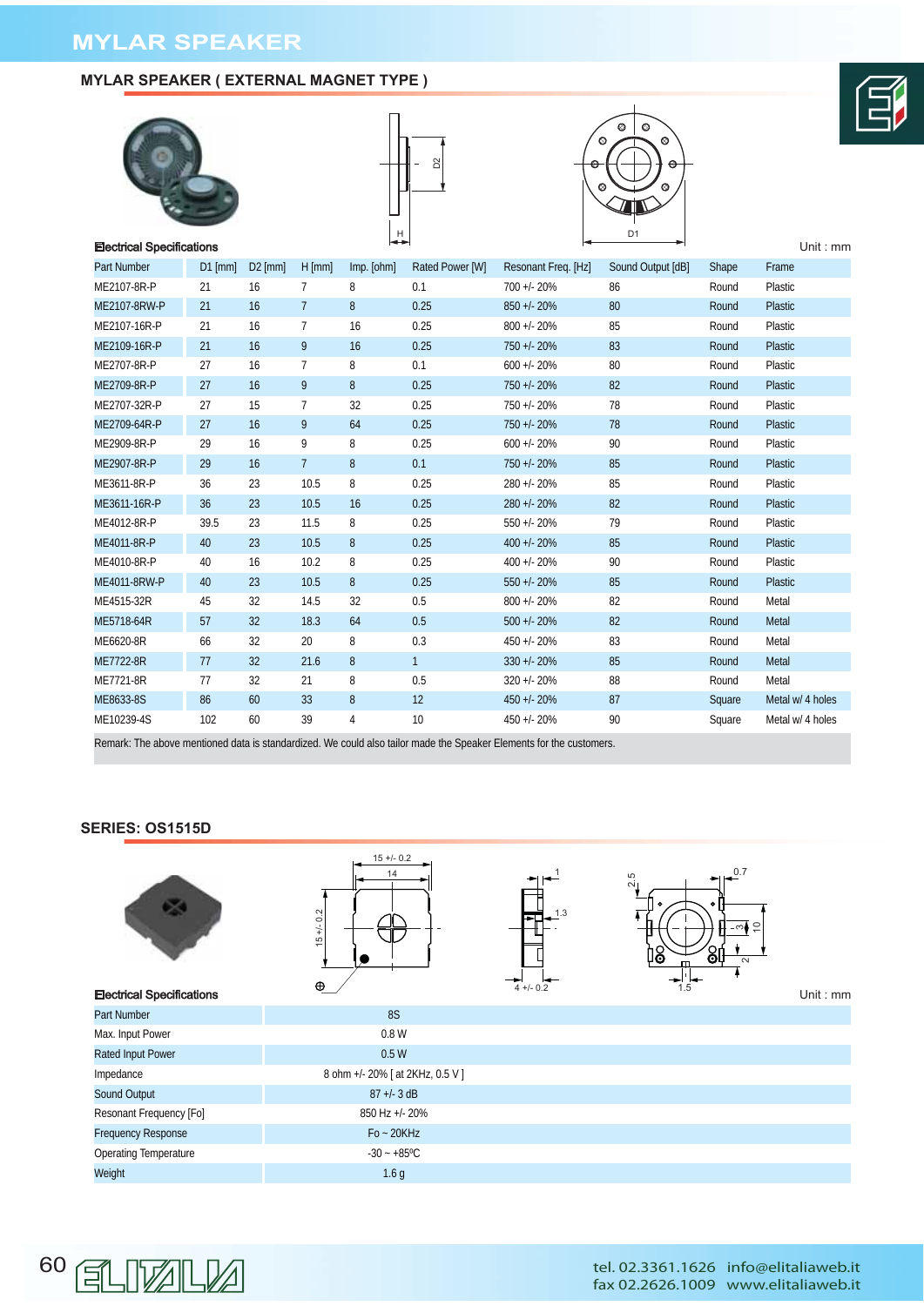# MYLAR SPEAKER

## MYLAR SPEAKER ( EXTERNAL MAGNET TYPE )

D2

H

D1

**Electrical Specifications**

Unit : mm

| Part Number | D1 [mm] | D2 [mm] | H [mm] | Imp. [ohm] | Rated Power [W] | Resonant Freq. [Hz] | Sound Output [dB] | Shape | Frame |
|---|---|---|---|---|---|---|---|---|---|
| ME2107-8R-P | 21 | 16 | 7 | 8 | 0.1 | 700 +/- 20% | 86 | Round | Plastic |
| ME2107-8RW-P | 21 | 16 | 7 | 8 | 0.25 | 850 +/- 20% | 80 | Round | Plastic |
| ME2107-16R-P | 21 | 16 | 7 | 16 | 0.25 | 800 +/- 20% | 85 | Round | Plastic |
| ME2109-16R-P | 21 | 16 | 9 | 16 | 0.25 | 750 +/- 20% | 83 | Round | Plastic |
| ME2707-8R-P | 27 | 16 | 7 | 8 | 0.1 | 600 +/- 20% | 80 | Round | Plastic |
| ME2709-8R-P | 27 | 16 | 9 | 8 | 0.25 | 750 +/- 20% | 82 | Round | Plastic |
| ME2707-32R-P | 27 | 15 | 7 | 32 | 0.25 | 750 +/- 20% | 78 | Round | Plastic |
| ME2709-64R-P | 27 | 16 | 9 | 64 | 0.25 | 750 +/- 20% | 78 | Round | Plastic |
| ME2909-8R-P | 29 | 16 | 9 | 8 | 0.25 | 600 +/- 20% | 90 | Round | Plastic |
| ME2907-8R-P | 29 | 16 | 7 | 8 | 0.1 | 750 +/- 20% | 85 | Round | Plastic |
| ME3611-8R-P | 36 | 23 | 10.5 | 8 | 0.25 | 280 +/- 20% | 85 | Round | Plastic |
| ME3611-16R-P | 36 | 23 | 10.5 | 16 | 0.25 | 280 +/- 20% | 82 | Round | Plastic |
| ME4012-8R-P | 39.5 | 23 | 11.5 | 8 | 0.25 | 550 +/- 20% | 79 | Round | Plastic |
| ME4011-8R-P | 40 | 23 | 10.5 | 8 | 0.25 | 400 +/- 20% | 85 | Round | Plastic |
| ME4010-8R-P | 40 | 16 | 10.2 | 8 | 0.25 | 400 +/- 20% | 90 | Round | Plastic |
| ME4011-8RW-P | 40 | 23 | 10.5 | 8 | 0.25 | 550 +/- 20% | 85 | Round | Plastic |
| ME4515-32R | 45 | 32 | 14.5 | 32 | 0.5 | 800 +/- 20% | 82 | Round | Metal |
| ME5718-64R | 57 | 32 | 18.3 | 64 | 0.5 | 500 +/- 20% | 82 | Round | Metal |
| ME6620-8R | 66 | 32 | 20 | 8 | 0.3 | 450 +/- 20% | 83 | Round | Metal |
| ME7722-8R | 77 | 32 | 21.6 | 8 | 1 | 330 +/- 20% | 85 | Round | Metal |
| ME7721-8R | 77 | 32 | 21 | 8 | 0.5 | 320 +/- 20% | 88 | Round | Metal |
| ME8633-8S | 86 | 60 | 33 | 8 | 12 | 450 +/- 20% | 87 | Square | Metal w/ 4 holes |
| ME10239-4S | 102 | 60 | 39 | 4 | 10 | 450 +/- 20% | 90 | Square | Metal w/ 4 holes |

Remark: The above mentioned data is standardized. We could also tailor made the Speaker Elements for the customers.

## SERIES: OS1515D

15 +/- 0.2
14
15 +/- 0.2
1
1.3
4 +/- 0.2
2.5
0.7
3
10
2
1.5

**Electrical Specifications**

Unit : mm

| | |
|---|---|
| Part Number | 8S |
| Max. Input Power | 0.8 W |
| Rated Input Power | 0.5 W |
| Impedance | 8 ohm +/- 20% [ at 2KHz, 0.5 V ] |
| Sound Output | 87 +/- 3 dB |
| Resonant Frequency [Fo] | 850 Hz +/- 20% |
| Frequency Response | Fo ~ 20KHz |
| Operating Temperature | -30 ~ +85ºC |
| Weight | 1.6 g |

tel. 02.3361.1626 info@elitaliaweb.it
fax 02.2626.1009 www.elitaliaweb.it